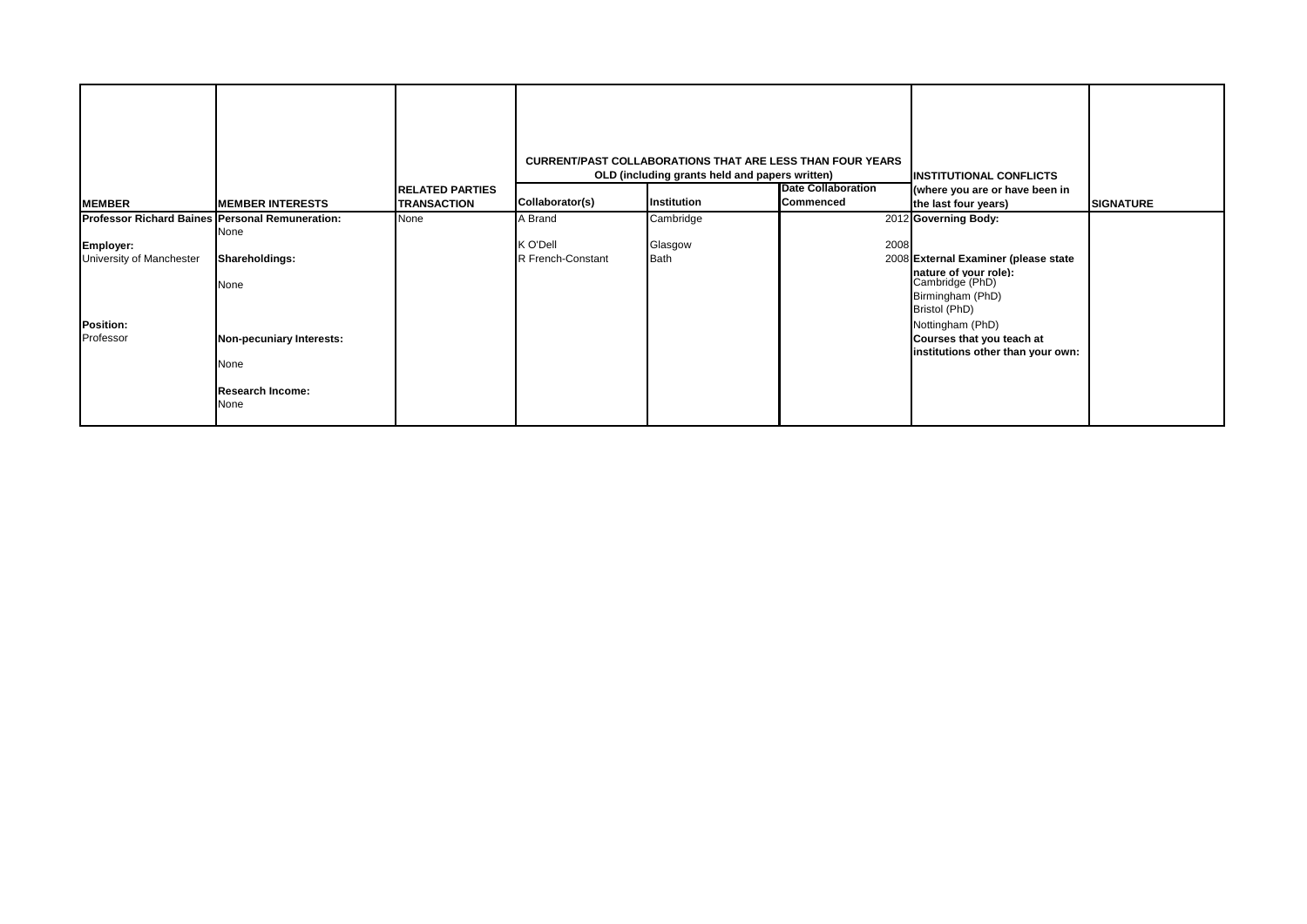| MEMBER | MEMBER INTERESTS | RELATED PARTIES TRANSACTION | CURRENT/PAST COLLABORATIONS THAT ARE LESS THAN FOUR YEARS OLD (including grants held and papers written) | | | INSTITUTIONAL CONFLICTS (where you are or have been in the last four years) | SIGNATURE |
|---|---|---|---|---|---|---|---|
| | | | Collaborator(s) | Institution | Date Collaboration Commenced | | |
| **Professor Richard Baines** | **Personal Remuneration:** None | None | A Brand | Cambridge | 2012 | **Governing Body:** | |
| **Employer:** University of Manchester | **Shareholdings:** None | | K O'Dell | Glasgow | 2008 | | |
| | | | R French-Constant | Bath | 2008 | **External Examiner (please state nature of your role):** Cambridge (PhD) Birmingham (PhD) Bristol (PhD) Nottingham (PhD) | |
| **Position:** Professor | **Non-pecuniary Interests:** None | | | | | **Courses that you teach at institutions other than your own:** | |
| | **Research Income:** None | | | | | | |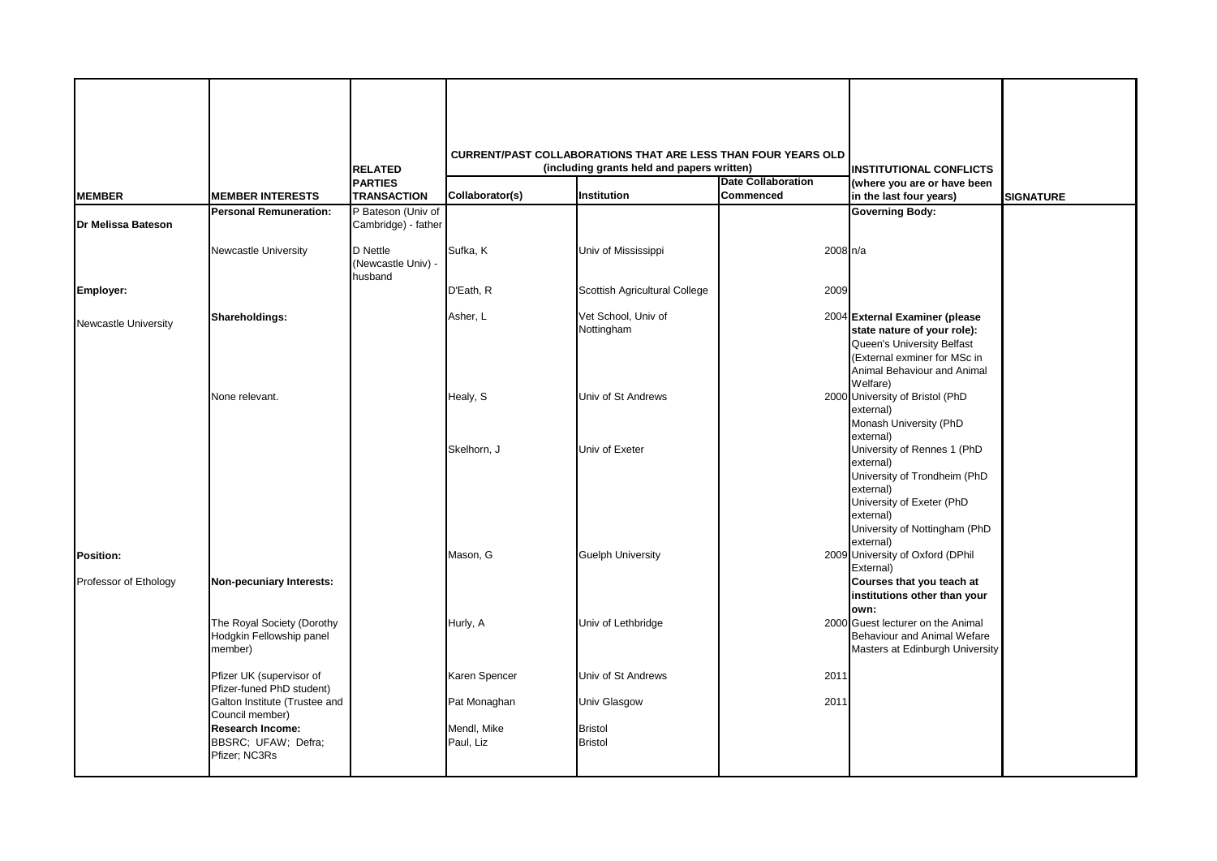| MEMBER | MEMBER INTERESTS | RELATED PARTIES TRANSACTION | CURRENT/PAST COLLABORATIONS THAT ARE LESS THAN FOUR YEARS OLD (including grants held and papers written) | | | INSTITUTIONAL CONFLICTS (where you are or have been in the last four years) | SIGNATURE |
|---|---|---|---|---|---|---|---|
| | | | Collaborator(s) | Institution | Date Collaboration Commenced | | |
| **Dr Melissa Bateson** | **Personal Remuneration:** | P Bateson (Univ of Cambridge) - father | | | | **Governing Body:** | |
| | Newcastle University | D Nettle (Newcastle Univ) - husband | Sufka, K | Univ of Mississippi | 2008 | n/a | |
| **Employer:** | | | D'Eath, R | Scottish Agricultural College | 2009 | | |
| Newcastle University | **Shareholdings:** | | Asher, L | Vet School, Univ of Nottingham | 2004 | **External Examiner (please state nature of your role):** Queen's University Belfast (External exminer for MSc in Animal Behaviour and Animal Welfare) | |
| | None relevant. | | Healy, S | Univ of St Andrews | 2000 | University of Bristol (PhD external) Monash University (PhD external) | |
| | | | Skelhorn, J | Univ of Exeter | | University of Rennes 1 (PhD external) University of Trondheim (PhD external) University of Exeter (PhD external) University of Nottingham (PhD external) | |
| **Position:** | | | Mason, G | Guelph University | 2009 | University of Oxford (DPhil External) | |
| Professor of Ethology | **Non-pecuniary Interests:** | | | | | **Courses that you teach at institutions other than your own:** | |
| | The Royal Society (Dorothy Hodgkin Fellowship panel member) | | Hurly, A | Univ of Lethbridge | 2000 | Guest lecturer on the Animal Behaviour and Animal Wefare Masters at Edinburgh University | |
| | Pfizer UK (supervisor of Pfizer-funed PhD student) | | Karen Spencer | Univ of St Andrews | 2011 | | |
| | Galton Institute (Trustee and Council member) | | Pat Monaghan | Univ Glasgow | 2011 | | |
| | **Research Income:** BBSRC; UFAW; Defra; Pfizer; NC3Rs | | Mendl, Mike | Bristol | | | |
| | | | Paul, Liz | Bristol | | | |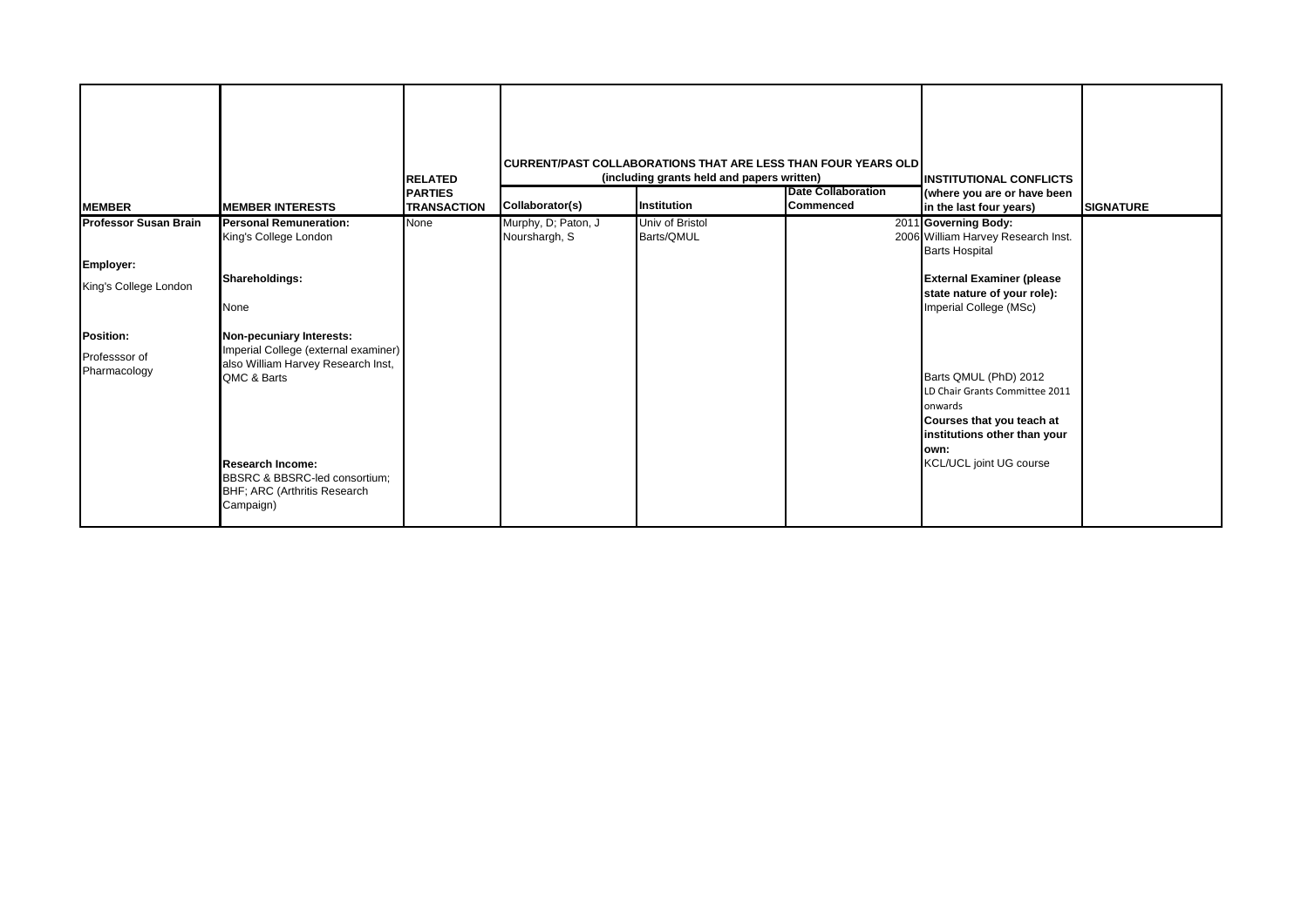| MEMBER | MEMBER INTERESTS | RELATED PARTIES TRANSACTION | CURRENT/PAST COLLABORATIONS THAT ARE LESS THAN FOUR YEARS OLD (including grants held and papers written) | | | INSTITUTIONAL CONFLICTS (where you are or have been in the last four years) | SIGNATURE |
|---|---|---|---|---|---|---|---|
| | | | Collaborator(s) | Institution | Date Collaboration Commenced | | |
| **Professor Susan Brain**<br><br>**Employer:**<br>King's College London<br><br>**Position:**<br>Professsor of Pharmacology | **Personal Remuneration:**<br>King's College London<br><br>**Shareholdings:**<br>None<br><br>**Non-pecuniary Interests:**<br>Imperial College (external examiner) also William Harvey Research Inst, QMC & Barts<br><br>**Research Income:**<br>BBSRC & BBSRC-led consortium; BHF; ARC (Arthritis Research Campaign) | None | Murphy, D; Paton, J<br>Nourshargh, S | Univ of Bristol<br>Barts/QMUL | 2011<br>2006 | **Governing Body:**<br>William Harvey Research Inst.<br>Barts Hospital<br><br>**External Examiner (please state nature of your role):**<br>Imperial College (MSc)<br><br>Barts QMUL (PhD) 2012<br>LD Chair Grants Committee 2011 onwards<br>**Courses that you teach at institutions other than your own:**<br>KCL/UCL joint UG course | |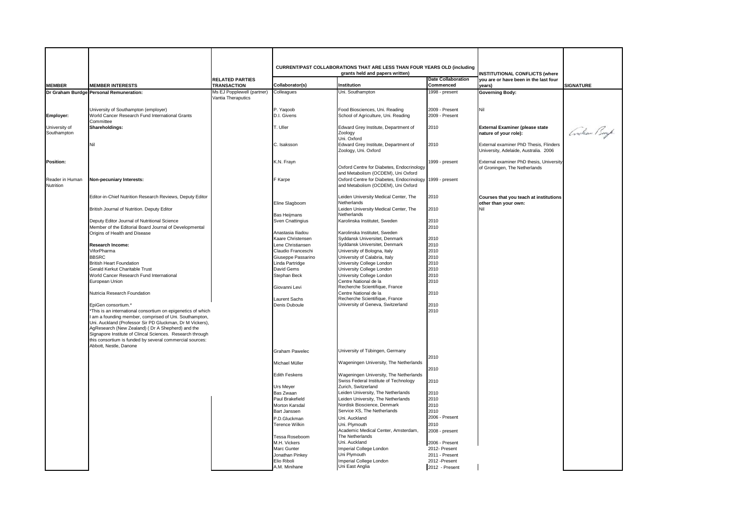| MEMBER | MEMBER INTERESTS | RELATED PARTIES TRANSACTION | CURRENT/PAST COLLABORATIONS THAT ARE LESS THAN FOUR YEARS OLD (including grants held and papers written) | | | INSTITUTIONAL CONFLICTS (where you are or have been in the last four years) | SIGNATURE |
|---|---|---|---|---|---|---|---|
| | | | Collaborator(s) | Institution | Date Collaboration Commenced | | |
| Dr Graham Burdge | Personal Remuneration: | Ms EJ Popplewell (partner) Vantia Theraputics | Colleagues | Uni. Southampton | 1998 - present | Governing Body: | |
| | University of Southampton (employer) | | P. Yaqoob | Food Biosciences, Uni. Reading | 2009 - Present | Nil | |
| Employer: | World Cancer Research Fund International Grants Committee | | D.I. Givens | School of Agriculture, Uni. Reading | 2009 - Present | | |
| University of Southampton | Shareholdings: | | T. Uller | Edward Grey Institute, Department of Zoology Uni. Oxford | 2010 | External Examiner (please state nature of your role): | Graham Burdge |
| | Nil | | C. Isaksson | Edward Grey Institute, Department of Zoology, Uni. Oxford | 2010 | External examiner PhD Thesis, Flinders University, Adelaide, Australia. 2006 | |
| Position: | | | K.N. Frayn | Oxford Centre for Diabetes, Endocrinology and Metabolism (OCDEM), Uni Oxford | 1999 - present | External examiner PhD thesis, University of Groningen, The Netherlands | |
| Reader in Human Nutrition | Non-pecuniary Interests: | | F Karpe | Oxford Centre for Diabetes, Endocrinology and Metabolism (OCDEM), Uni Oxford | 1999 - present | | |
| | Editor-in-Chief Nutrition Research Reviews, Deputy Editor | | Eline Slagboom | Leiden University Medical Center, The Netherlands | 2010 | Courses that you teach at institutions other than your own: | |
| | British Journal of Nutrition. Deputy Editor | | Bas Heijmans | Leiden University Medical Center, The Netherlands | 2010 | Nil | |
| | Deputy Editor Journal of Nutritional Science | | Sven Cnattingius | Karolinska Institutet, Sweden | 2010 | | |
| | Member of the Editorial Board Journal of Developmental Origins of Health and Disease | | Anastasia Iliadou | Karolinska Institutet, Sweden | 2010 | | |
| | | | Kaare Christensen | Syddansk Universitet, Denmark | 2010 | | |
| | Research Income: | | Lene Christiansen | Syddansk Universitet, Denmark | 2010 | | |
| | ViforPharma | | Claudio Franceschi | University of Bologna, Italy | 2010 | | |
| | BBSRC | | Giuseppe Passarino | University of Calabria, Italy | 2010 | | |
| | British Heart Foundation | | Linda Partridge | University College London | 2010 | | |
| | Gerald Kerkut Charitable Trust | | David Gems | University College London | 2010 | | |
| | World Cancer Research Fund International | | Stephan Beck | University College London | 2010 | | |
| | European Union | | Giovanni Levi | Centre National de la Recherche Scientifique, France | 2010 | | |
| | Nutricia Research Foundation | | Laurent Sachs | Centre National de la Recherche Scientifique, France | 2010 | | |
| | EpiGen consortium.* *This is an international consortium on epigenetics of which I am a founding member, comprised of Uni. Southampton, Uni. Auckland (Professor Sir PD Gluckman, Dr M Vickers), AgResearch (New Zealand) ( Dr A Shepherd) and the Signapore Institute of Clincal Sciences. Research through this consortium is funded by several commercial sources: Abbott, Nestle, Danone | | Denis Duboule | University of Geneva, Switzerland | 2010 | | |
| | | | Graham Pawelec | University of Tübingen, Germany | 2010 | | |
| | | | Michael Müller | Wageningen University, The Netherlands | 2010 | | |
| | | | Edith Feskens | Wageningen University, The Netherlands | 2010 | | |
| | | | Urs Meyer | Swiss Federal Institute of Technology Zurich, Switzerland | 2010 | | |
| | | | Bas Zwaan | Leiden University, The Netherlands | 2010 | | |
| | | | Paul Brakefield | Leiden University, The Netherlands | 2010 | | |
| | | | Morton Karsdal | Nordisk Bioscience, Denmark | 2010 | | |
| | | | Bart Janssen | Service XS, The Netherlands | 2010 | | |
| | | | P.D.Gluckman | Uni. Auckland | 2006 - Present | | |
| | | | Terence Wilkin | Uni. Plymouth | 2010 | | |
| | | | Tessa Roseboom | Academic Medical Center, Amsterdam, The Netherlands | 2008 - present | | |
| | | | M.H. Vickers | Uni. Auckland | 2006 - Present | | |
| | | | Marc Gunter | Imperial College London | 2012- Present | | |
| | | | Jonathan Pinkey | Uni Plymouth | 2011 - Present | | |
| | | | Elio Riboli | Imperial College London | 2012 -Present | | |
| | | | A.M. Minihane | Uni East Anglia | 2012 - Present | | |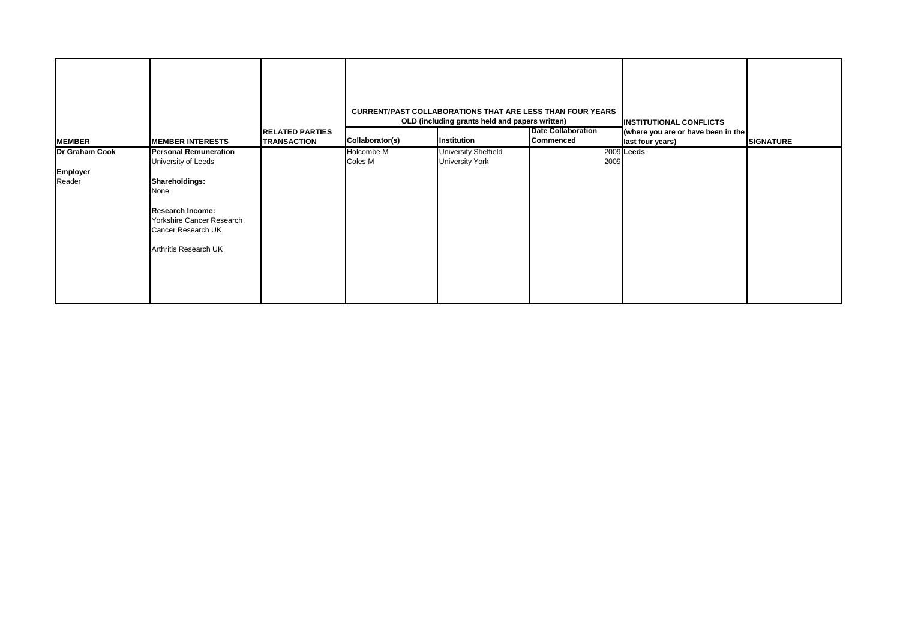| MEMBER | MEMBER INTERESTS | RELATED PARTIES TRANSACTION | CURRENT/PAST COLLABORATIONS THAT ARE LESS THAN FOUR YEARS OLD (including grants held and papers written) | | | INSTITUTIONAL CONFLICTS (where you are or have been in the last four years) | SIGNATURE |
|---|---|---|---|---|---|---|---|
| | | | Collaborator(s) | Institution | Date Collaboration Commenced | | |
| **Dr Graham Cook**<br><br>**Employer**<br>Reader | **Personal Remuneration**<br>University of Leeds<br><br>**Shareholdings:**<br>None<br><br>**Research Income:**<br>Yorkshire Cancer Research<br>Cancer Research UK<br><br>Arthritis Research UK | | Holcombe M<br>Coles M | University Sheffield<br>University York | 2009<br>2009 | **Leeds** | |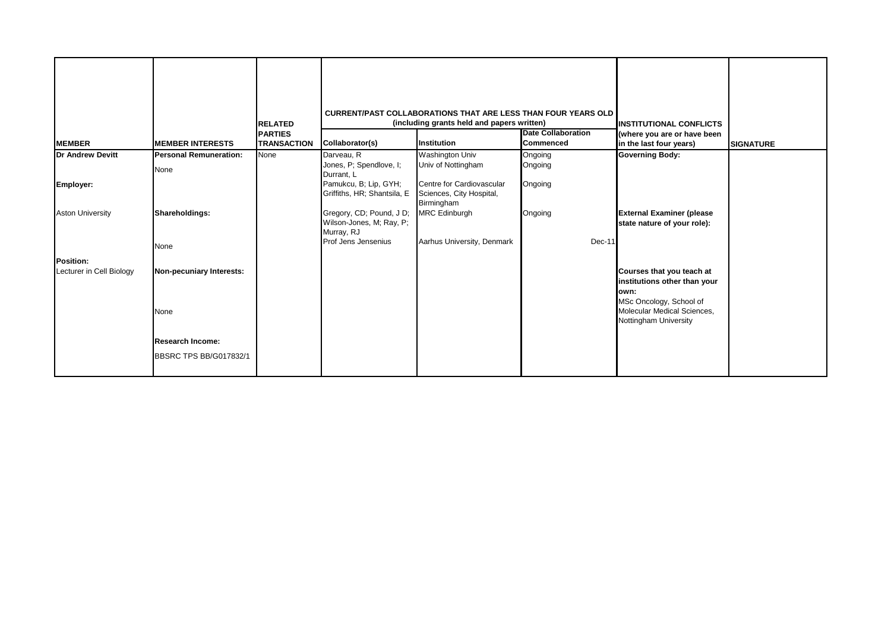| MEMBER | MEMBER INTERESTS | RELATED PARTIES TRANSACTION | CURRENT/PAST COLLABORATIONS THAT ARE LESS THAN FOUR YEARS OLD (including grants held and papers written) | | | INSTITUTIONAL CONFLICTS (where you are or have been in the last four years) | SIGNATURE |
|---|---|---|---|---|---|---|---|
| | | | Collaborator(s) | Institution | Date Collaboration Commenced | | |
| **Dr Andrew Devitt** | **Personal Remuneration:** | None | Darveau, R | Washington Univ | Ongoing | **Governing Body:** | |
| | None | | Jones, P; Spendlove, I; Durrant, L | Univ of Nottingham | Ongoing | | |
| **Employer:** | | | Pamukcu, B; Lip, GYH; Griffiths, HR; Shantsila, E | Centre for Cardiovascular Sciences, City Hospital, Birmingham | Ongoing | | |
| Aston University | **Shareholdings:** | | Gregory, CD; Pound, J D; Wilson-Jones, M; Ray, P; Murray, RJ | MRC Edinburgh | Ongoing | **External Examiner (please state nature of your role):** | |
| | None | | Prof Jens Jensenius | Aarhus University, Denmark | Dec-11 | | |
| **Position:** | | | | | | | |
| Lecturer in Cell Biology | **Non-pecuniary Interests:** | | | | | **Courses that you teach at institutions other than your own:** | |
| | None | | | | | MSc Oncology, School of Molecular Medical Sciences, Nottingham University | |
| | **Research Income:** | | | | | | |
| | BBSRC TPS BB/G017832/1 | | | | | | |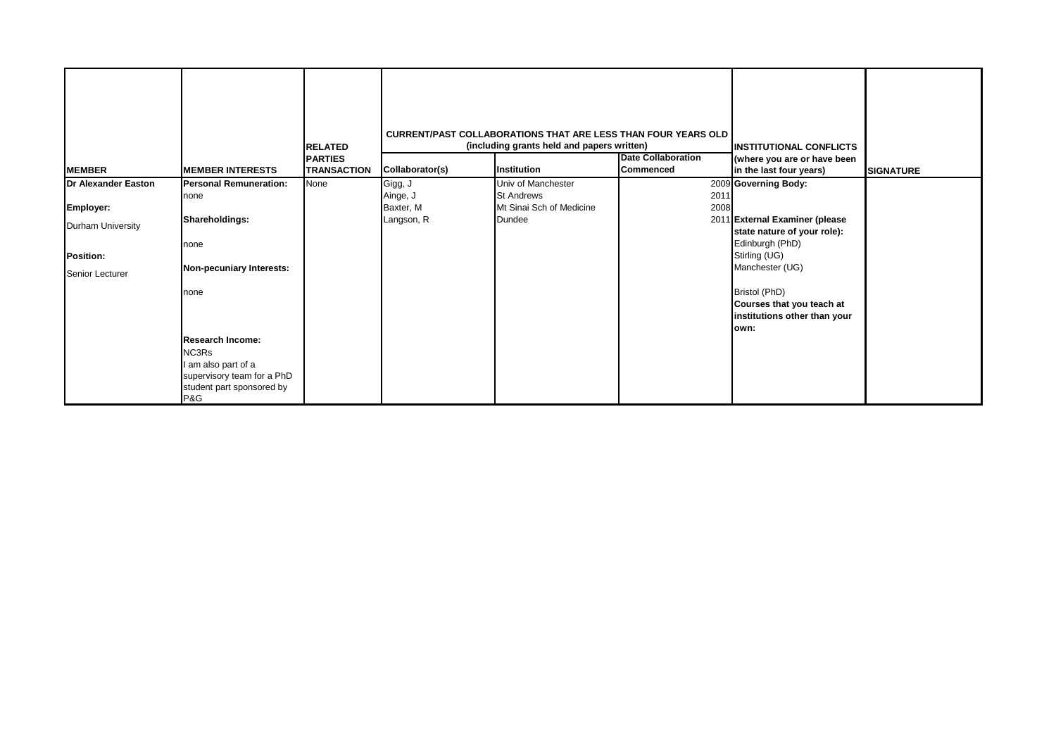| MEMBER | MEMBER INTERESTS | RELATED PARTIES TRANSACTION | CURRENT/PAST COLLABORATIONS THAT ARE LESS THAN FOUR YEARS OLD (including grants held and papers written) | | | INSTITUTIONAL CONFLICTS (where you are or have been in the last four years) | SIGNATURE |
|---|---|---|---|---|---|---|---|
| | | | Collaborator(s) | Institution | Date Collaboration Commenced | | |
| **Dr Alexander Easton**<br><br>**Employer:**<br>Durham University<br><br>**Position:**<br>Senior Lecturer | **Personal Remuneration:**<br>none<br><br>**Shareholdings:**<br>none<br><br>**Non-pecuniary Interests:**<br>none<br><br>**Research Income:**<br>NC3Rs<br>I am also part of a supervisory team for a PhD student part sponsored by P&G | None | Gigg, J<br>Ainge, J<br>Baxter, M<br>Langson, R | Univ of Manchester<br>St Andrews<br>Mt Sinai Sch of Medicine<br>Dundee | 2009<br>2011<br>2008<br>2011 | **Governing Body:**<br><br>**External Examiner (please state nature of your role):**<br>Edinburgh (PhD)<br>Stirling (UG)<br>Manchester (UG)<br><br>Bristol (PhD)<br>**Courses that you teach at institutions other than your own:** | |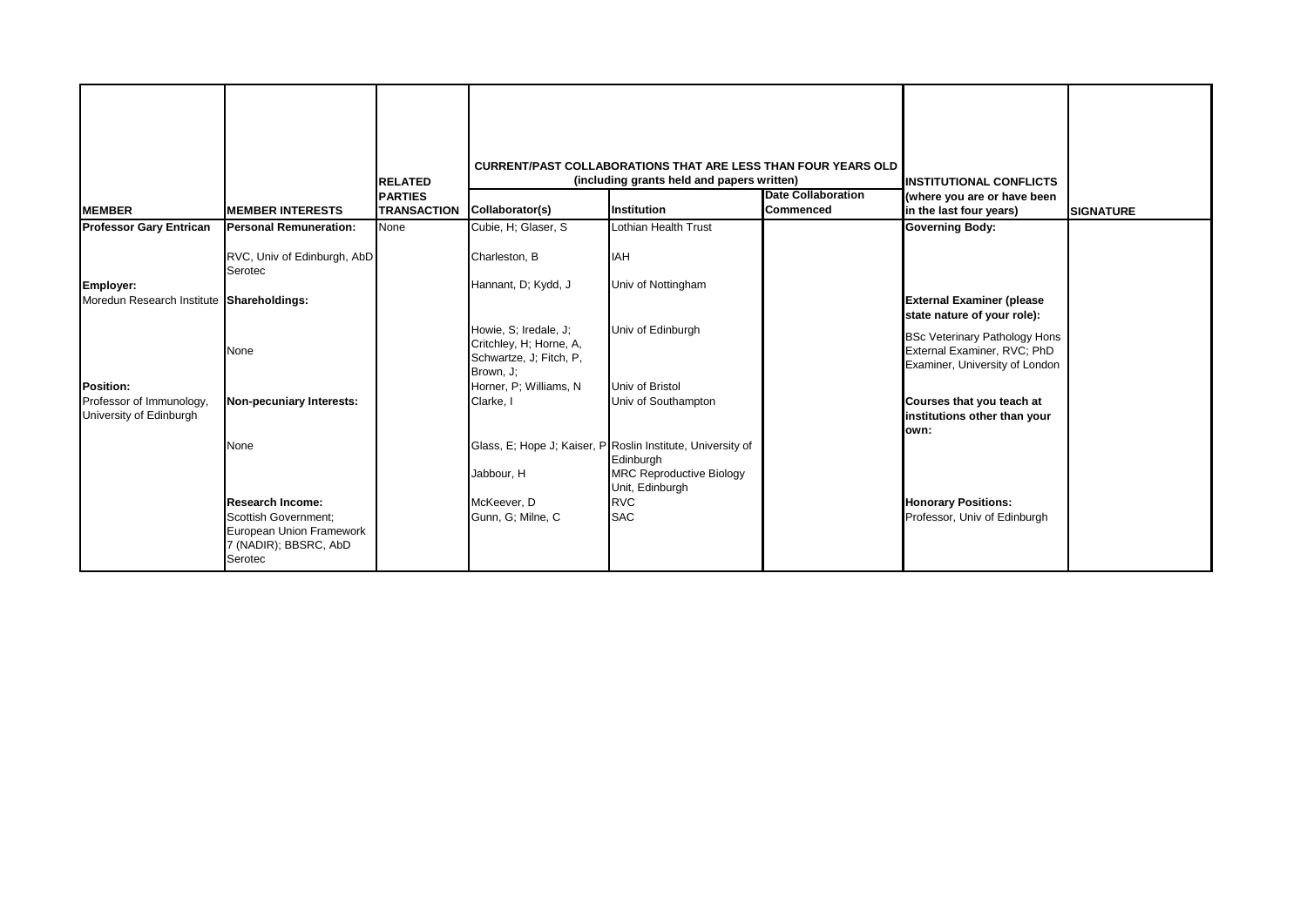| MEMBER | MEMBER INTERESTS | RELATED PARTIES TRANSACTION | CURRENT/PAST COLLABORATIONS THAT ARE LESS THAN FOUR YEARS OLD (including grants held and papers written) | | | INSTITUTIONAL CONFLICTS (where you are or have been in the last four years) | SIGNATURE |
|---|---|---|---|---|---|---|---|
| | | | Collaborator(s) | Institution | Date Collaboration Commenced | | |
| **Professor Gary Entrican** | **Personal Remuneration:** | None | Cubie, H; Glaser, S | Lothian Health Trust | | **Governing Body:** | |
| | RVC, Univ of Edinburgh, AbD Serotec | | Charleston, B | IAH | | | |
| **Employer:** | | | Hannant, D; Kydd, J | Univ of Nottingham | | | |
| Moredun Research Institute | **Shareholdings:** | | | | | **External Examiner (please state nature of your role):** | |
| | None | | Howie, S; Iredale, J; Critchley, H; Horne, A, Schwartze, J; Fitch, P, Brown, J; | Univ of Edinburgh | | BSc Veterinary Pathology Hons External Examiner, RVC; PhD Examiner, University of London | |
| **Position:** | | | Horner, P; Williams, N | Univ of Bristol | | | |
| Professor of Immunology, University of Edinburgh | **Non-pecuniary Interests:** | | Clarke, I | Univ of Southampton | | **Courses that you teach at institutions other than your own:** | |
| | None | | Glass, E; Hope J; Kaiser, P | Roslin Institute, University of Edinburgh | | | |
| | | | Jabbour, H | MRC Reproductive Biology Unit, Edinburgh | | | |
| | **Research Income:** | | McKeever, D | RVC | | **Honorary Positions:** | |
| | Scottish Government; European Union Framework 7 (NADIR); BBSRC, AbD Serotec | | Gunn, G; Milne, C | SAC | | Professor, Univ of Edinburgh | |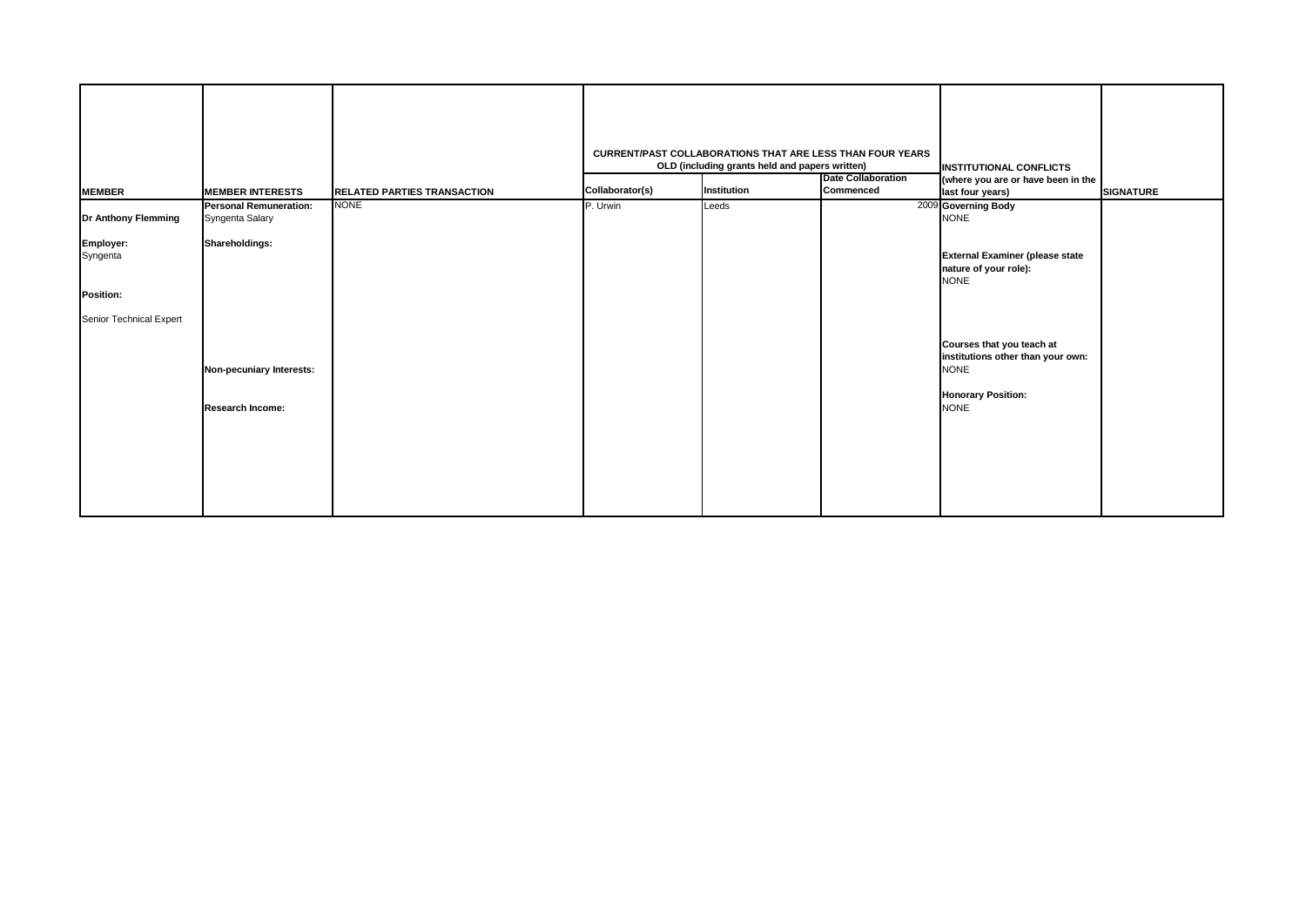| MEMBER | MEMBER INTERESTS | RELATED PARTIES TRANSACTION | CURRENT/PAST COLLABORATIONS THAT ARE LESS THAN FOUR YEARS OLD (including grants held and papers written) | | | INSTITUTIONAL CONFLICTS (where you are or have been in the last four years) | SIGNATURE |
|---|---|---|---|---|---|---|---|
| | | | Collaborator(s) | Institution | Date Collaboration Commenced | | |
| **Dr Anthony Flemming**<br><br>**Employer:**<br>Syngenta<br><br>**Position:**<br><br>Senior Technical Expert | **Personal Remuneration:**<br>Syngenta Salary<br><br>**Shareholdings:**<br><br>**Non-pecuniary Interests:**<br><br>**Research Income:** | NONE | P. Urwin | Leeds | 2009 | **Governing Body**<br>NONE<br><br>**External Examiner (please state nature of your role):**<br>NONE<br><br>**Courses that you teach at institutions other than your own:**<br>NONE<br><br>**Honorary Position:**<br>NONE | |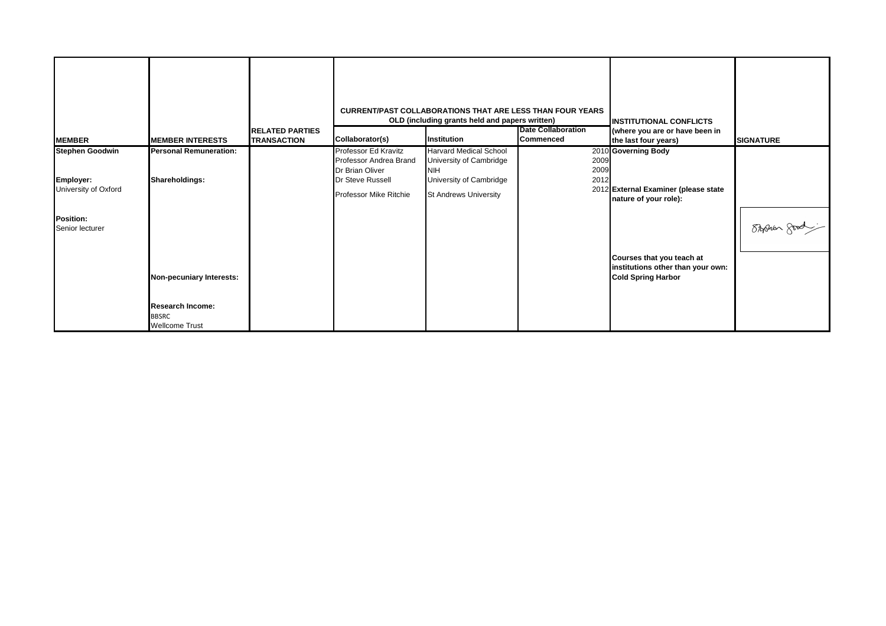| MEMBER | MEMBER INTERESTS | RELATED PARTIES TRANSACTION | CURRENT/PAST COLLABORATIONS THAT ARE LESS THAN FOUR YEARS OLD (including grants held and papers written) | | | INSTITUTIONAL CONFLICTS (where you are or have been in the last four years) | SIGNATURE |
|---|---|---|---|---|---|---|---|
| | | | Collaborator(s) | Institution | Date Collaboration Commenced | | |
| **Stephen Goodwin** | **Personal Remuneration:** | | Professor Ed Kravitz | Harvard Medical School | 2010 | **Governing Body** | |
| | | | Professor Andrea Brand | University of Cambridge | 2009 | | |
| | | | Dr Brian Oliver | NIH | 2009 | | |
| **Employer:** | **Shareholdings:** | | Dr Steve Russell | University of Cambridge | 2012 | | |
| University of Oxford | | | Professor Mike Ritchie | St Andrews University | 2012 | **External Examiner (please state nature of your role):** | |
| **Position:** | | | | | | | Stephen Goodwin |
| Senior lecturer | | | | | | | |
| | **Non-pecuniary Interests:** | | | | | **Courses that you teach at institutions other than your own:** | |
| | | | | | | **Cold Spring Harbor** | |
| | **Research Income:** | | | | | | |
| | BBSRC | | | | | | |
| | Wellcome Trust | | | | | | |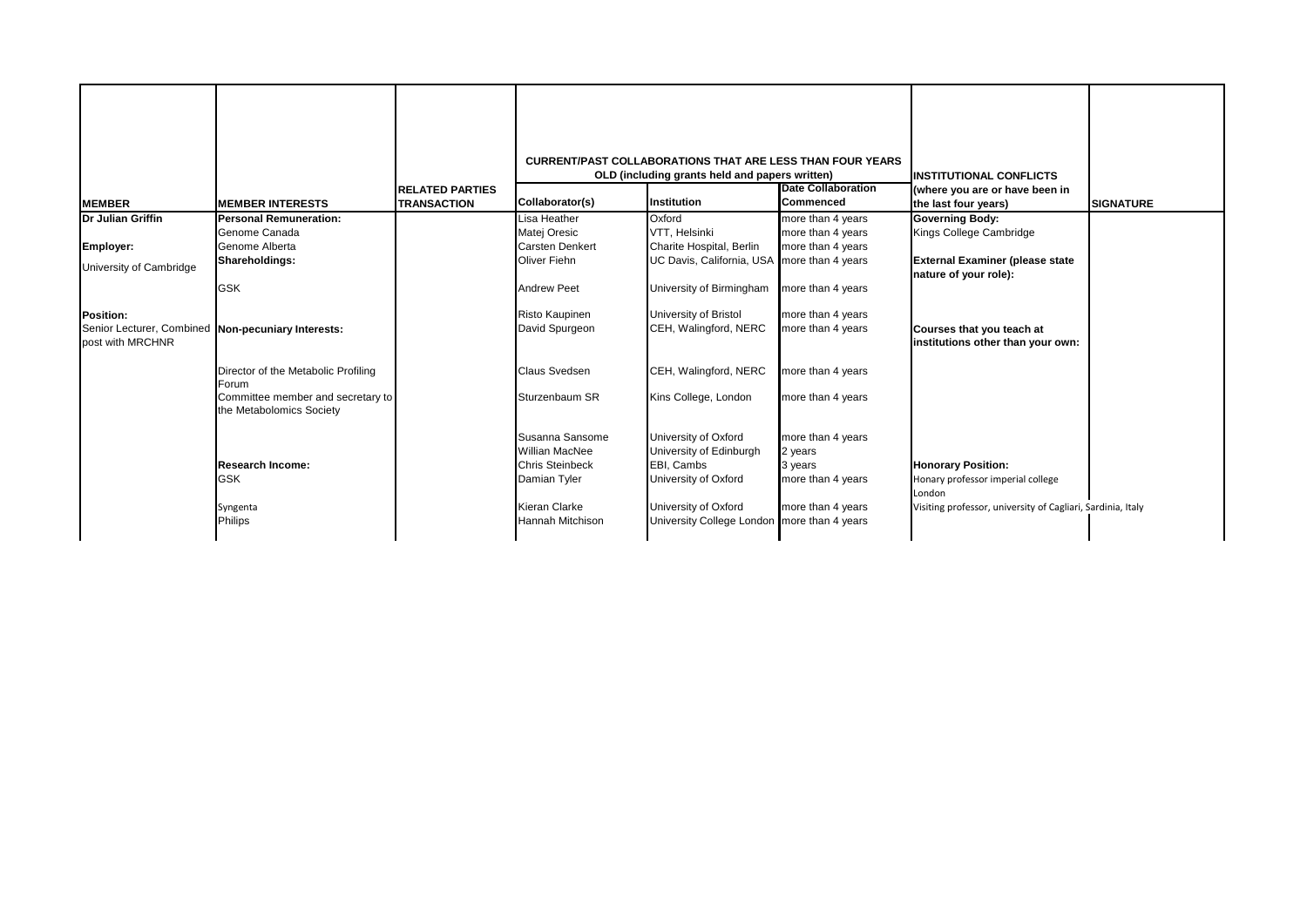| MEMBER | MEMBER INTERESTS | RELATED PARTIES TRANSACTION | CURRENT/PAST COLLABORATIONS THAT ARE LESS THAN FOUR YEARS OLD (including grants held and papers written) | | | INSTITUTIONAL CONFLICTS (where you are or have been in the last four years) | SIGNATURE |
|---|---|---|---|---|---|---|---|
| | | | Collaborator(s) | Institution | Date Collaboration Commenced | | |
| **Dr Julian Griffin** | **Personal Remuneration:** | | Lisa Heather | Oxford | more than 4 years | **Governing Body:** | |
| | Genome Canada | | Matej Oresic | VTT, Helsinki | more than 4 years | Kings College Cambridge | |
| **Employer:** | Genome Alberta | | Carsten Denkert | Charite Hospital, Berlin | more than 4 years | | |
| University of Cambridge | **Shareholdings:** | | Oliver Fiehn | UC Davis, California, USA | more than 4 years | **External Examiner (please state nature of your role):** | |
| | GSK | | Andrew Peet | University of Birmingham | more than 4 years | | |
| **Position:** | | | Risto Kaupinen | University of Bristol | more than 4 years | | |
| Senior Lecturer, Combined post with MRCHNR | **Non-pecuniary Interests:** | | David Spurgeon | CEH, Walingford, NERC | more than 4 years | **Courses that you teach at institutions other than your own:** | |
| | Director of the Metabolic Profiling Forum | | Claus Svedsen | CEH, Walingford, NERC | more than 4 years | | |
| | Committee member and secretary to the Metabolomics Society | | Sturzenbaum SR | Kins College, London | more than 4 years | | |
| | | | Susanna Sansome | University of Oxford | more than 4 years | | |
| | | | Willian MacNee | University of Edinburgh | 2 years | | |
| | **Research Income:** | | Chris Steinbeck | EBI, Cambs | 3 years | **Honorary Position:** | |
| | GSK | | Damian Tyler | University of Oxford | more than 4 years | Honary professor imperial college London | |
| | Syngenta | | Kieran Clarke | University of Oxford | more than 4 years | Visiting professor, university of Cagliari, Sardinia, Italy | |
| | Philips | | Hannah Mitchison | University College London | more than 4 years | | |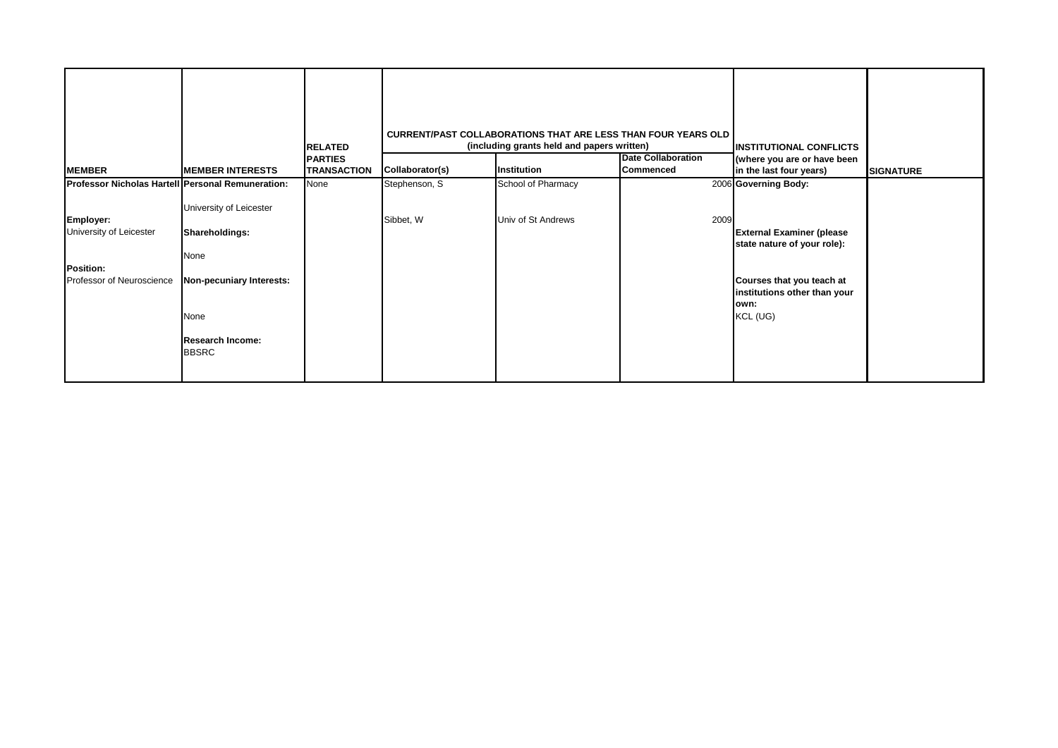| MEMBER | MEMBER INTERESTS | RELATED PARTIES TRANSACTION | CURRENT/PAST COLLABORATIONS THAT ARE LESS THAN FOUR YEARS OLD (including grants held and papers written) | | | INSTITUTIONAL CONFLICTS (where you are or have been in the last four years) | SIGNATURE |
|---|---|---|---|---|---|---|---|
| | | | **Collaborator(s)** | **Institution** | **Date Collaboration Commenced** | | |
| **Professor Nicholas Hartell**<br><br>**Employer:**<br>University of Leicester<br><br>**Position:**<br>Professor of Neuroscience | **Personal Remuneration:**<br>University of Leicester<br><br>**Shareholdings:**<br>None<br><br>**Non-pecuniary Interests:**<br>None<br><br>**Research Income:**<br>BBSRC | None | Stephenson, S<br><br>Sibbet, W | School of Pharmacy<br><br>Univ of St Andrews | 2006<br><br>2009 | **Governing Body:**<br><br>**External Examiner (please state nature of your role):**<br><br>**Courses that you teach at institutions other than your own:**<br>KCL (UG) | |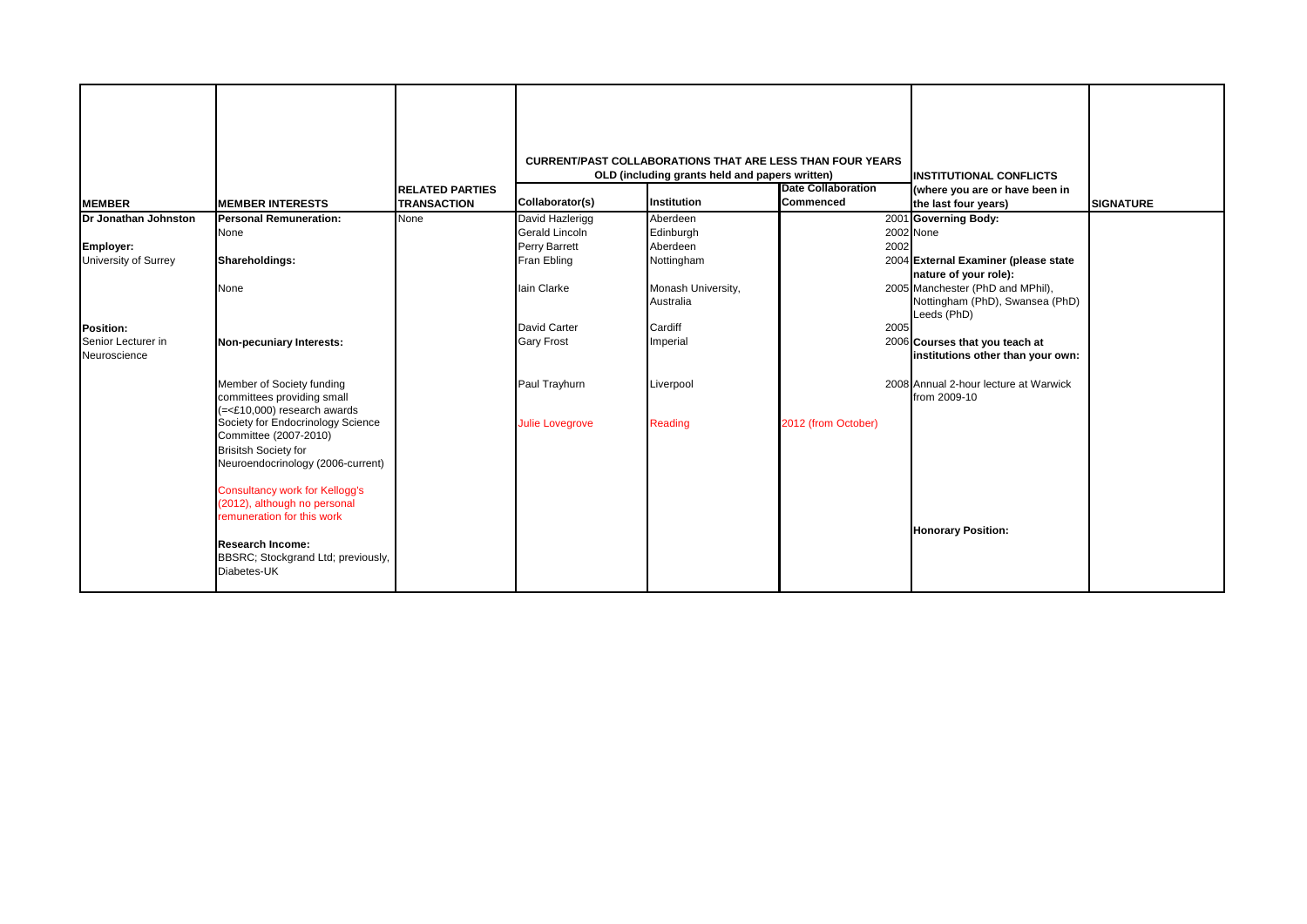| MEMBER | MEMBER INTERESTS | RELATED PARTIES TRANSACTION | CURRENT/PAST COLLABORATIONS THAT ARE LESS THAN FOUR YEARS OLD (including grants held and papers written) | | | INSTITUTIONAL CONFLICTS (where you are or have been in the last four years) | SIGNATURE |
|---|---|---|---|---|---|---|---|
| | | | Collaborator(s) | Institution | Date Collaboration Commenced | | |
| **Dr Jonathan Johnston** | **Personal Remuneration:** | None | David Hazlerigg | Aberdeen | 2001 | **Governing Body:** | |
| | None | | Gerald Lincoln | Edinburgh | 2002 | None | |
| **Employer:** | | | Perry Barrett | Aberdeen | 2002 | | |
| University of Surrey | **Shareholdings:** | | Fran Ebling | Nottingham | 2004 | **External Examiner (please state nature of your role):** | |
| | None | | Iain Clarke | Monash University, Australia | 2005 | Manchester (PhD and MPhil), Nottingham (PhD), Swansea (PhD) Leeds (PhD) | |
| **Position:** | | | David Carter | Cardiff | 2005 | | |
| Senior Lecturer in Neuroscience | **Non-pecuniary Interests:** | | Gary Frost | Imperial | 2006 | **Courses that you teach at institutions other than your own:** | |
| | Member of Society funding committees providing small (=<£10,000) research awards | | Paul Trayhurn | Liverpool | 2008 | Annual 2-hour lecture at Warwick from 2009-10 | |
| | Society for Endocrinology Science Committee (2007-2010) | | Julie Lovegrove | Reading | 2012 (from October) | | |
| | Brisitsh Society for Neuroendocrinology (2006-current) | | | | | | |
| | Consultancy work for Kellogg's (2012), although no personal remuneration for this work | | | | | | |
| | | | | | | **Honorary Position:** | |
| | **Research Income:** | | | | | | |
| | BBSRC; Stockgrand Ltd; previously, Diabetes-UK | | | | | | |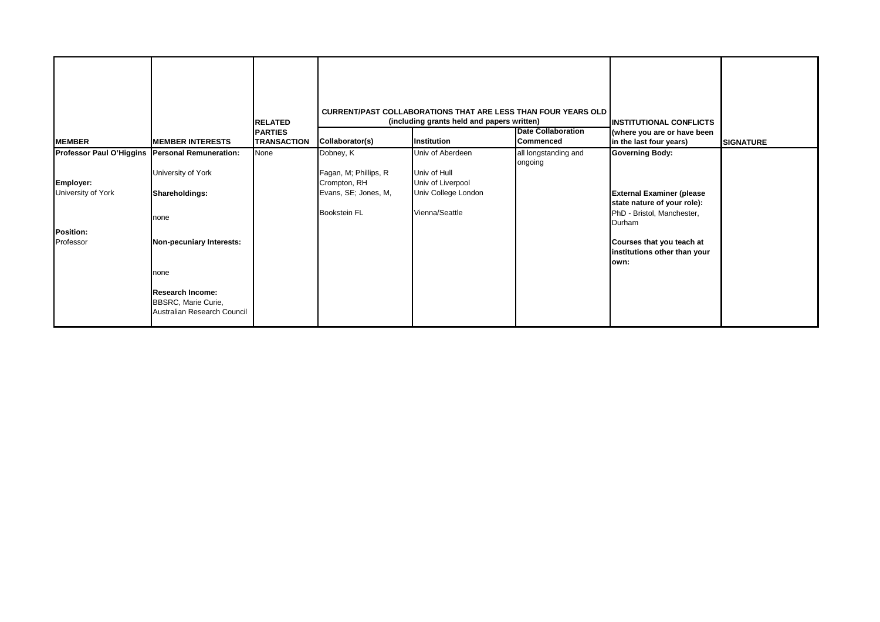| MEMBER | MEMBER INTERESTS | RELATED PARTIES TRANSACTION | CURRENT/PAST COLLABORATIONS THAT ARE LESS THAN FOUR YEARS OLD (including grants held and papers written) | | | INSTITUTIONAL CONFLICTS (where you are or have been in the last four years) | SIGNATURE |
|---|---|---|---|---|---|---|---|
| | | | Collaborator(s) | Institution | Date Collaboration Commenced | | |
| **Professor Paul O'Higgins**<br><br>**Employer:**<br>University of York<br><br>**Position:**<br>Professor | **Personal Remuneration:**<br>University of York<br><br>**Shareholdings:**<br>none<br><br>**Non-pecuniary Interests:**<br>none<br><br>**Research Income:**<br>BBSRC, Marie Curie, Australian Research Council | None | Dobney, K<br>Fagan, M; Phillips, R<br>Crompton, RH<br>Evans, SE; Jones, M,<br>Bookstein FL | Univ of Aberdeen<br>Univ of Hull<br>Univ of Liverpool<br>Univ College London<br>Vienna/Seattle | all longstanding and ongoing | **Governing Body:**<br><br>**External Examiner (please state nature of your role):**<br>PhD - Bristol, Manchester, Durham<br><br>**Courses that you teach at institutions other than your own:** | |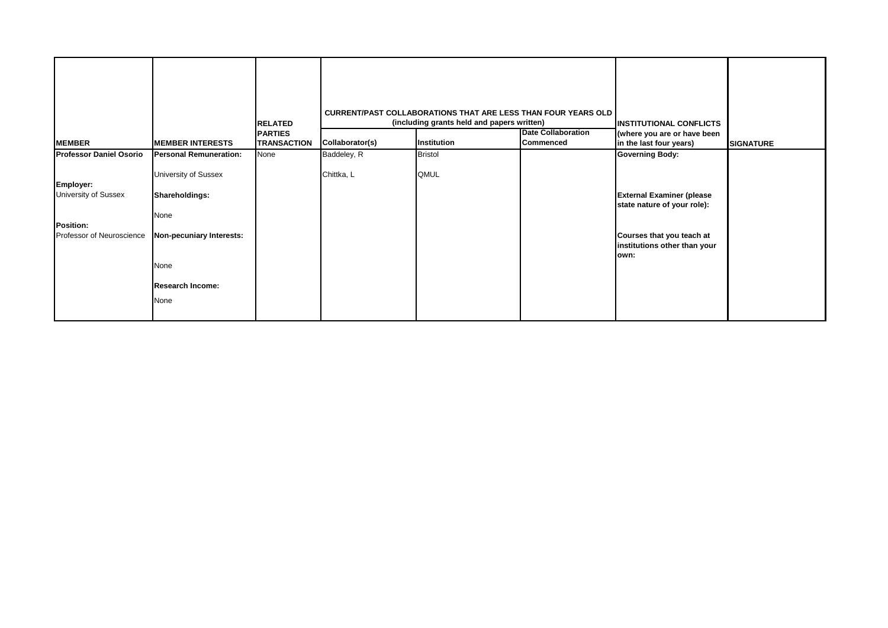| MEMBER | MEMBER INTERESTS | RELATED PARTIES TRANSACTION | CURRENT/PAST COLLABORATIONS THAT ARE LESS THAN FOUR YEARS OLD (including grants held and papers written) | | | INSTITUTIONAL CONFLICTS (where you are or have been in the last four years) | SIGNATURE |
|---|---|---|---|---|---|---|---|
| | | | **Collaborator(s)** | **Institution** | **Date Collaboration Commenced** | | |
| **Professor Daniel Osorio** | **Personal Remuneration:** | None | Baddeley, R | Bristol | | **Governing Body:** | |
| | University of Sussex | | Chittka, L | QMUL | | | |
| **Employer:** University of Sussex | **Shareholdings:** | | | | | **External Examiner (please state nature of your role):** | |
| | None | | | | | | |
| **Position:** Professor of Neuroscience | **Non-pecuniary Interests:** | | | | | **Courses that you teach at institutions other than your own:** | |
| | None | | | | | | |
| | **Research Income:** | | | | | | |
| | None | | | | | | |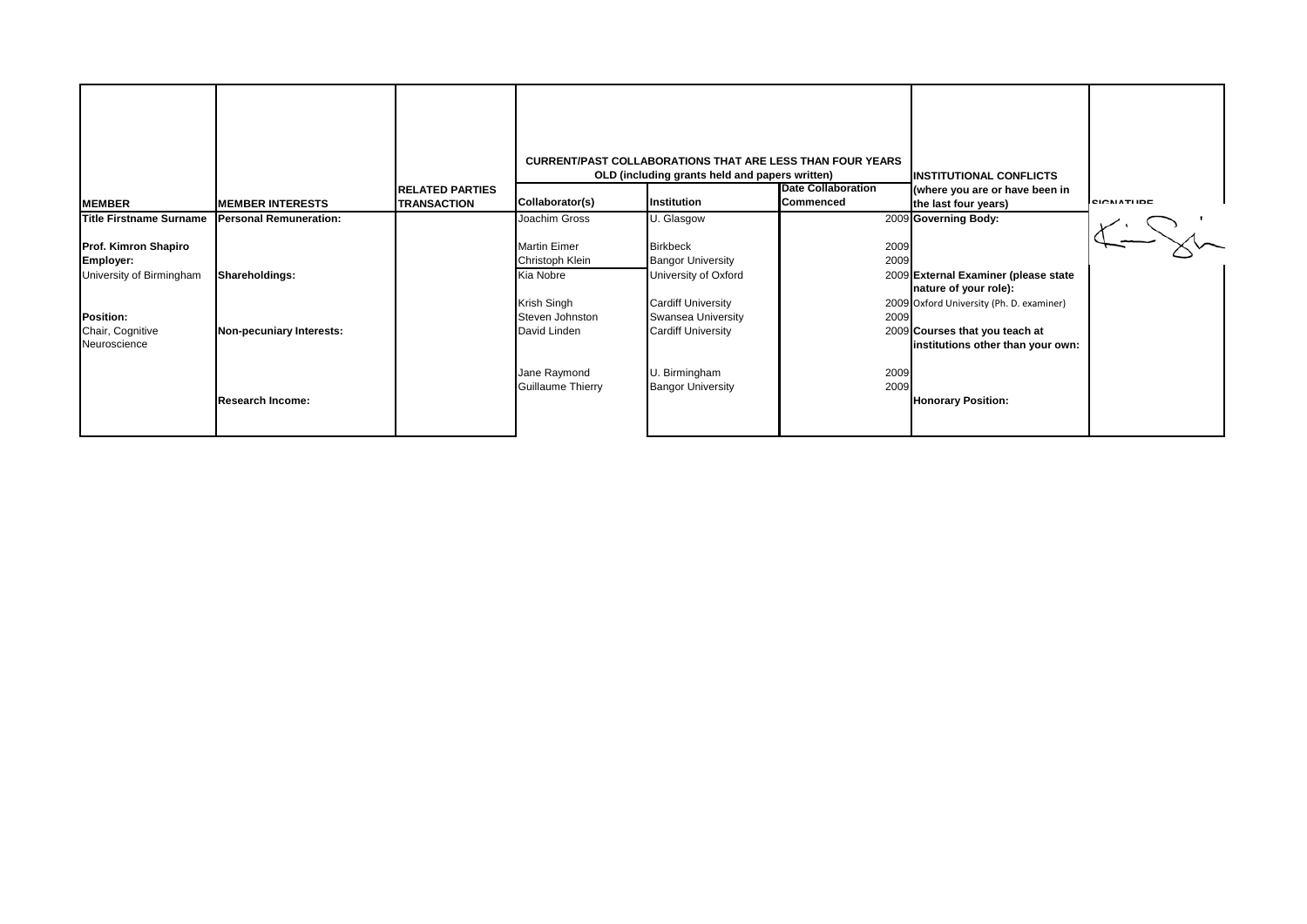| MEMBER | MEMBER INTERESTS | RELATED PARTIES TRANSACTION | CURRENT/PAST COLLABORATIONS THAT ARE LESS THAN FOUR YEARS OLD (including grants held and papers written) | | | INSTITUTIONAL CONFLICTS (where you are or have been in the last four years) | SIGNATURE |
|---|---|---|---|---|---|---|---|
| | | | Collaborator(s) | Institution | Date Collaboration Commenced | | |
| Title Firstname Surname | Personal Remuneration: | | Joachim Gross | U. Glasgow | 2009 | Governing Body: | |
| Prof. Kimron Shapiro | | | Martin Eimer | Birkbeck | 2009 | | |
| Employer: | | | Christoph Klein | Bangor University | 2009 | | |
| University of Birmingham | Shareholdings: | | Kia Nobre | University of Oxford | 2009 | External Examiner (please state nature of your role): | |
| | | | Krish Singh | Cardiff University | 2009 | Oxford University (Ph. D. examiner) | |
| Position: | | | Steven Johnston | Swansea University | 2009 | | |
| Chair, Cognitive Neuroscience | Non-pecuniary Interests: | | David Linden | Cardiff University | 2009 | Courses that you teach at institutions other than your own: | |
| | | | Jane Raymond | U. Birmingham | 2009 | | |
| | | | Guillaume Thierry | Bangor University | 2009 | | |
| | Research Income: | | | | | Honorary Position: | |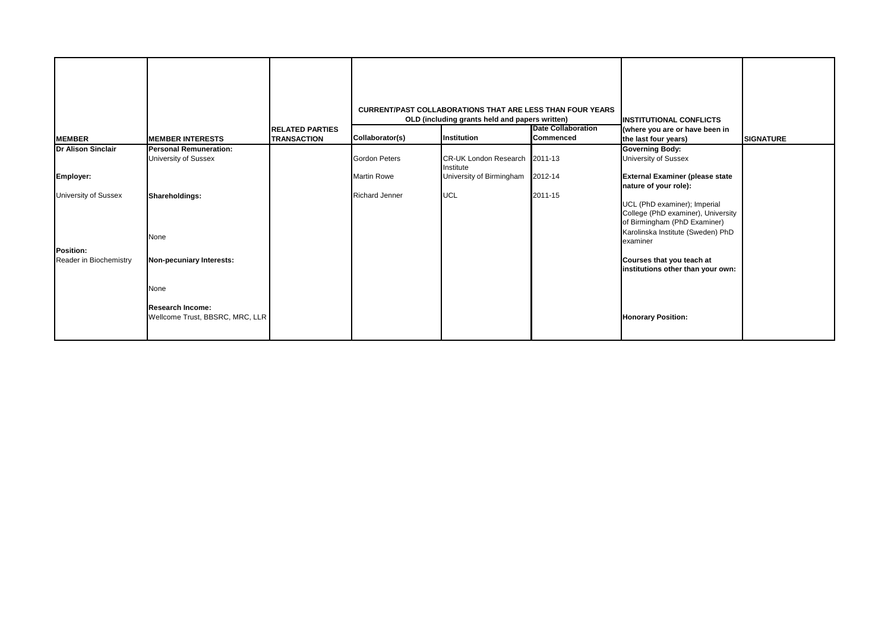| MEMBER | MEMBER INTERESTS | RELATED PARTIES TRANSACTION | CURRENT/PAST COLLABORATIONS THAT ARE LESS THAN FOUR YEARS OLD (including grants held and papers written) | | | INSTITUTIONAL CONFLICTS (where you are or have been in the last four years) | SIGNATURE |
|---|---|---|---|---|---|---|---|
| | | | Collaborator(s) | Institution | Date Collaboration Commenced | | |
| **Dr Alison Sinclair** | **Personal Remuneration:** University of Sussex | | Gordon Peters | CR-UK London Research Institute | 2011-13 | **Governing Body:** University of Sussex | |
| **Employer:** | | | Martin Rowe | University of Birmingham | 2012-14 | **External Examiner (please state nature of your role):** | |
| University of Sussex | **Shareholdings:** | | Richard Jenner | UCL | 2011-15 | UCL (PhD examiner); Imperial College (PhD examiner), University of Birmingham (PhD Examiner) | |
| | None | | | | | Karolinska Institute (Sweden) PhD examiner | |
| **Position:** Reader in Biochemistry | **Non-pecuniary Interests:** | | | | | **Courses that you teach at institutions other than your own:** | |
| | None | | | | | | |
| | **Research Income:** Wellcome Trust, BBSRC, MRC, LLR | | | | | **Honorary Position:** | |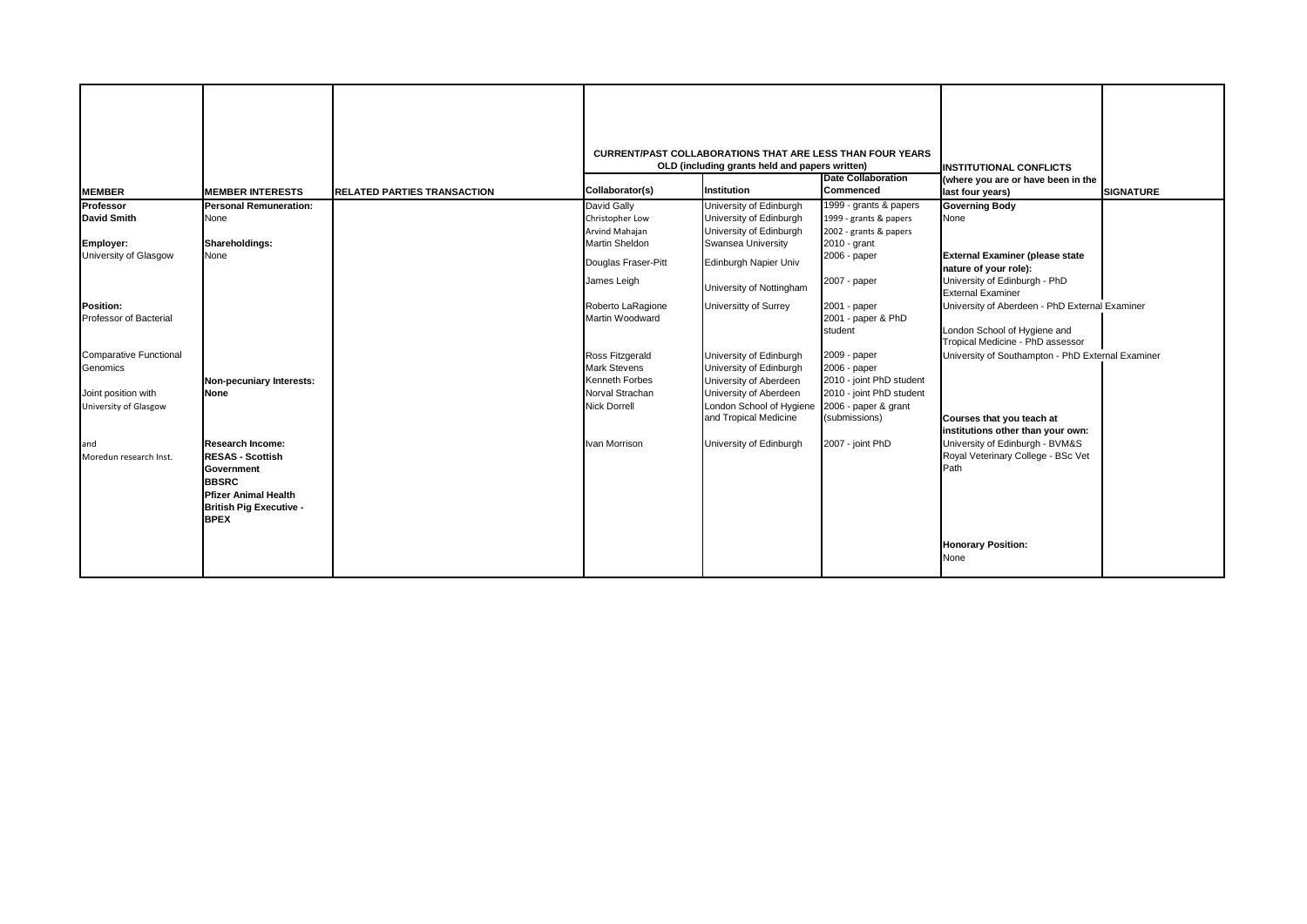| MEMBER | MEMBER INTERESTS | RELATED PARTIES TRANSACTION | CURRENT/PAST COLLABORATIONS THAT ARE LESS THAN FOUR YEARS OLD (including grants held and papers written) | | | INSTITUTIONAL CONFLICTS (where you are or have been in the last four years) | SIGNATURE |
|---|---|---|---|---|---|---|---|
| | | | Collaborator(s) | Institution | Date Collaboration Commenced | | |
| **Professor** | **Personal Remuneration:** | | David Gally | University of Edinburgh | 1999 - grants & papers | **Governing Body** | |
| **David Smith** | None | | Christopher Low | University of Edinburgh | 1999 - grants & papers | None | |
| | | | Arvind Mahajan | University of Edinburgh | 2002 - grants & papers | | |
| **Employer:** | **Shareholdings:** | | Martin Sheldon | Swansea University | 2010 - grant | | |
| University of Glasgow | None | | Douglas Fraser-Pitt | Edinburgh Napier Univ | 2006 - paper | **External Examiner (please state nature of your role):** | |
| | | | James Leigh | University of Nottingham | 2007 - paper | University of Edinburgh - PhD External Examiner | |
| **Position:** | | | Roberto LaRagione | Universitty of Surrey | 2001 - paper | University of Aberdeen - PhD External Examiner | |
| Professor of Bacterial | | | Martin Woodward | | 2001 - paper & PhD student | London School of Hygiene and Tropical Medicine - PhD assessor | |
| Comparative Functional | | | Ross Fitzgerald | University of Edinburgh | 2009 - paper | University of Southampton - PhD External Examiner | |
| Genomics | | | Mark Stevens | University of Edinburgh | 2006 - paper | | |
| | **Non-pecuniary Interests:** | | Kenneth Forbes | University of Aberdeen | 2010 - joint PhD student | | |
| Joint position with | **None** | | Norval Strachan | University of Aberdeen | 2010 - joint PhD student | | |
| University of Glasgow | | | Nick Dorrell | London School of Hygiene and Tropical Medicine | 2006 - paper & grant (submissions) | **Courses that you teach at institutions other than your own:** | |
| and | **Research Income:** | | Ivan Morrison | University of Edinburgh | 2007 - joint PhD | University of Edinburgh - BVM&S | |
| Moredun research Inst. | **RESAS - Scottish Government** | | | | | Royal Veterinary College - BSc Vet Path | |
| | **BBSRC** | | | | | | |
| | **Pfizer Animal Health** | | | | | | |
| | **British Pig Executive - BPEX** | | | | | | |
| | | | | | | **Honorary Position:** | |
| | | | | | | None | |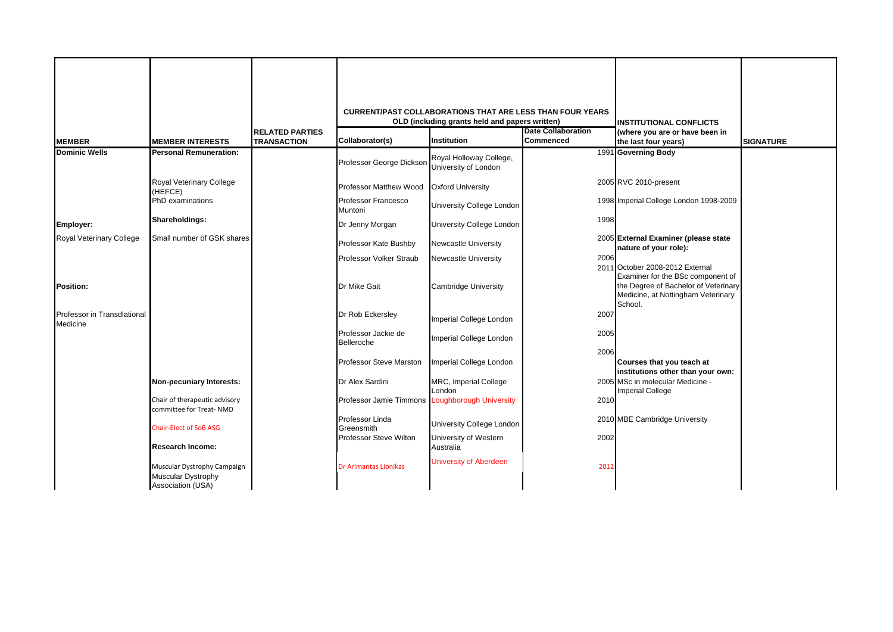| MEMBER | MEMBER INTERESTS | RELATED PARTIES TRANSACTION | CURRENT/PAST COLLABORATIONS THAT ARE LESS THAN FOUR YEARS OLD (including grants held and papers written) | | | INSTITUTIONAL CONFLICTS (where you are or have been in the last four years) | SIGNATURE |
|---|---|---|---|---|---|---|---|
| | | | Collaborator(s) | Institution | Date Collaboration Commenced | | |
| **Dominic Wells** | **Personal Remuneration:** | | Professor George Dickson | Royal Holloway College, University of London | 1991 | **Governing Body** | |
| | Royal Veterinary College (HEFCE) | | Professor Matthew Wood | Oxford University | 2005 | RVC 2010-present | |
| | PhD examinations | | Professor Francesco Muntoni | University College London | 1998 | Imperial College London 1998-2009 | |
| **Employer:** | **Shareholdings:** | | Dr Jenny Morgan | University College London | 1998 | | |
| Royal Veterinary College | Small number of GSK shares | | Professor Kate Bushby | Newcastle University | 2005 | **External Examiner (please state nature of your role):** | |
| | | | Professor Volker Straub | Newcastle University | 2006 | | |
| **Position:** | | | Dr Mike Gait | Cambridge University | 2011 | October 2008-2012 External Examiner for the BSc component of the Degree of Bachelor of Veterinary Medicine, at Nottingham Veterinary School. | |
| Professor in Transdlational Medicine | | | Dr Rob Eckersley | Imperial College London | 2007 | | |
| | | | Professor Jackie de Belleroche | Imperial College London | 2005 | | |
| | | | Professor Steve Marston | Imperial College London | 2006 | **Courses that you teach at institutions other than your own:** | |
| | **Non-pecuniary Interests:** | | Dr Alex Sardini | MRC, Imperial College London | 2005 | MSc in molecular Medicine - Imperial College | |
| | Chair of therapeutic advisory committee for Treat- NMD | | Professor Jamie Timmons | Loughborough University | 2010 | | |
| | Chair-Elect of SoB ASG | | Professor Linda Greensmith | University College London | 2010 | MBE Cambridge University | |
| | **Research Income:** | | Professor Steve Wilton | University of Western Australia | 2002 | | |
| | Muscular Dystrophy Campaign | | Dr Arimantas Lionikas | University of Aberdeen | 2012 | | |
| | Muscular Dystrophy Association (USA) | | | | | | |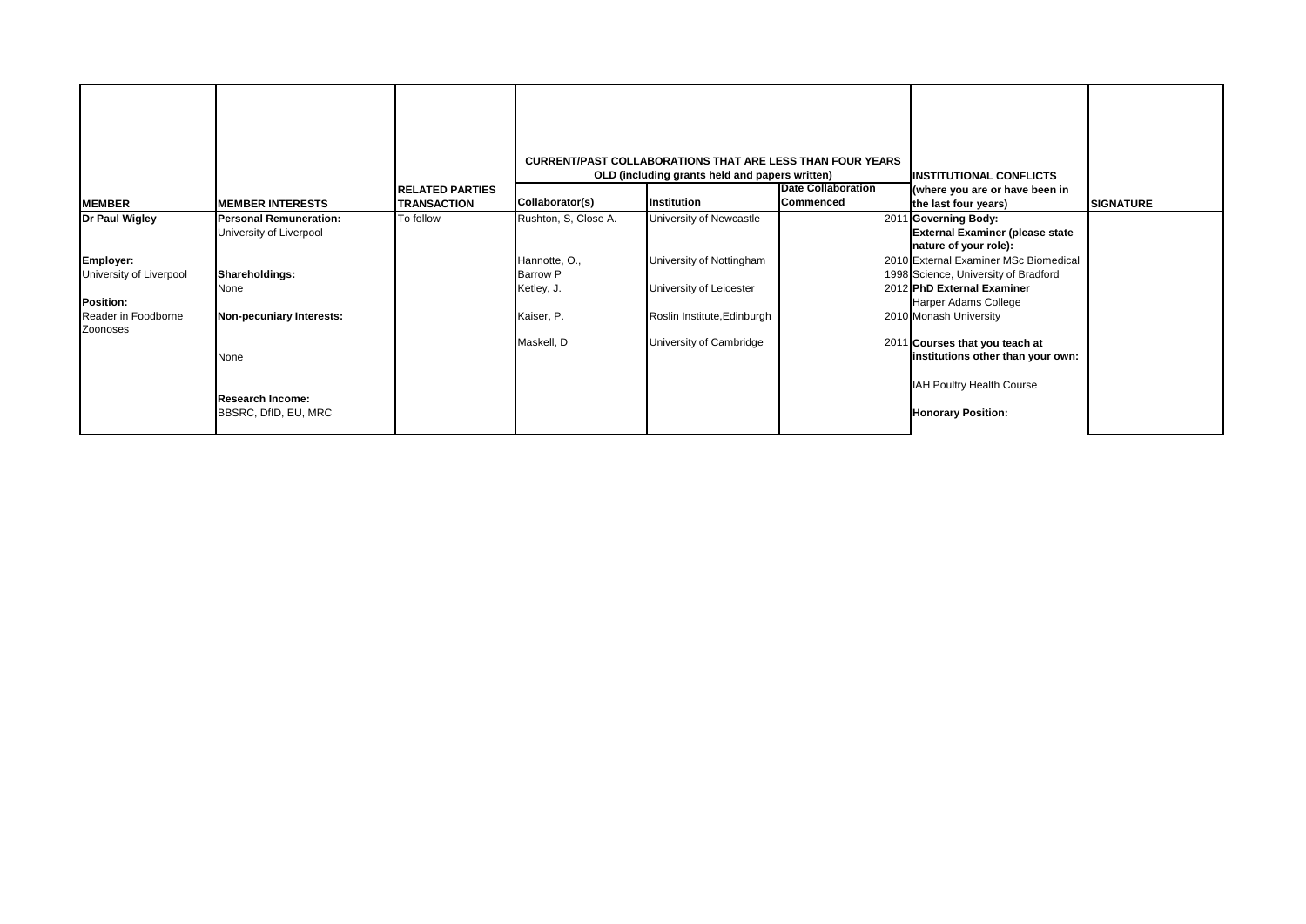| MEMBER | MEMBER INTERESTS | RELATED PARTIES TRANSACTION | CURRENT/PAST COLLABORATIONS THAT ARE LESS THAN FOUR YEARS OLD (including grants held and papers written) | | | INSTITUTIONAL CONFLICTS (where you are or have been in the last four years) | SIGNATURE |
|---|---|---|---|---|---|---|---|
| | | | Collaborator(s) | Institution | Date Collaboration Commenced | | |
| **Dr Paul Wigley** | **Personal Remuneration:** University of Liverpool | To follow | Rushton, S, Close A. | University of Newcastle | 2011 | **Governing Body:** **External Examiner (please state nature of your role):** | |
| **Employer:** University of Liverpool | **Shareholdings:** None | | Hannotte, O., Barrow P | University of Nottingham | 2010 1998 | External Examiner MSc Biomedical Science, University of Bradford | |
| **Position:** Reader in Foodborne Zoonoses | **Non-pecuniary Interests:** None | | Ketley, J. | University of Leicester | 2012 | **PhD External Examiner** Harper Adams College | |
| | | | Kaiser, P. | Roslin Institute,Edinburgh | 2010 | Monash University | |
| | **Research Income:** BBSRC, DfID, EU, MRC | | Maskell, D | University of Cambridge | 2011 | **Courses that you teach at institutions other than your own:** IAH Poultry Health Course **Honorary Position:** | |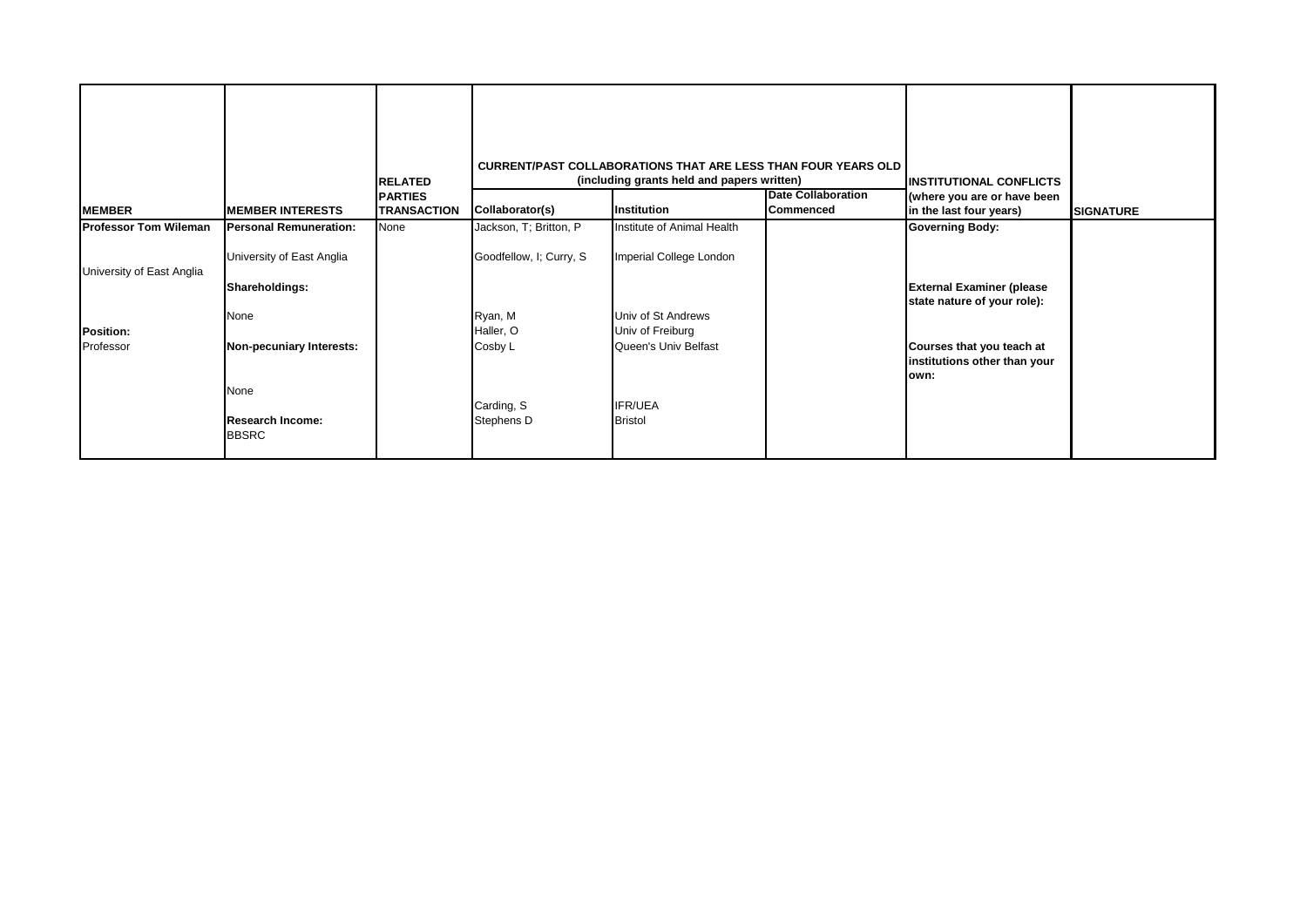| MEMBER | MEMBER INTERESTS | RELATED PARTIES TRANSACTION | CURRENT/PAST COLLABORATIONS THAT ARE LESS THAN FOUR YEARS OLD (including grants held and papers written) | | | INSTITUTIONAL CONFLICTS (where you are or have been in the last four years) | SIGNATURE |
|---|---|---|---|---|---|---|---|
| | | | Collaborator(s) | Institution | Date Collaboration Commenced | | |
| **Professor Tom Wileman**<br><br>University of East Anglia<br><br>**Position:**<br>Professor | **Personal Remuneration:**<br>University of East Anglia<br>**Shareholdings:**<br>None<br>**Non-pecuniary Interests:**<br>None<br>**Research Income:**<br>BBSRC | None | Jackson, T; Britton, P<br>Goodfellow, I; Curry, S<br><br>Ryan, M<br>Haller, O<br>Cosby L<br><br>Carding, S<br>Stephens D | Institute of Animal Health<br>Imperial College London<br><br>Univ of St Andrews<br>Univ of Freiburg<br>Queen's Univ Belfast<br><br>IFR/UEA<br>Bristol | | **Governing Body:**<br><br>**External Examiner (please state nature of your role):**<br><br>**Courses that you teach at institutions other than your own:** | |